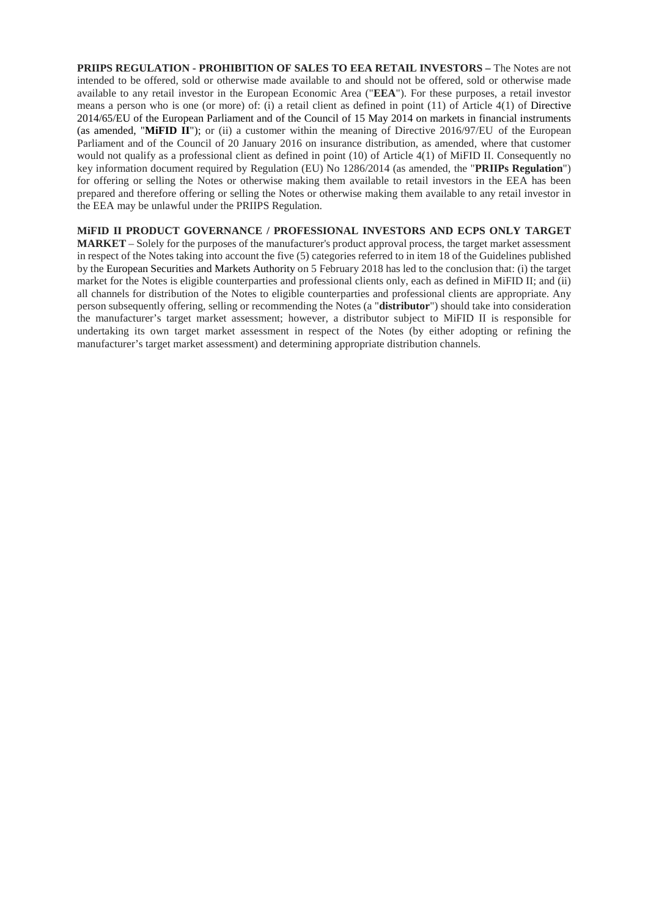**PRIIPS REGULATION - PROHIBITION OF SALES TO EEA RETAIL INVESTORS –** The Notes are not intended to be offered, sold or otherwise made available to and should not be offered, sold or otherwise made available to any retail investor in the European Economic Area ("**EEA**"). For these purposes, a retail investor means a person who is one (or more) of: (i) a retail client as defined in point (11) of Article 4(1) of Directive 2014/65/EU of the European Parliament and of the Council of 15 May 2014 on markets in financial instruments (as amended, "**MiFID II**"); or (ii) a customer within the meaning of Directive 2016/97/EU of the European Parliament and of the Council of 20 January 2016 on insurance distribution, as amended, where that customer would not qualify as a professional client as defined in point (10) of Article 4(1) of MiFID II. Consequently no key information document required by Regulation (EU) No 1286/2014 (as amended, the "**PRIIPs Regulation**") for offering or selling the Notes or otherwise making them available to retail investors in the EEA has been prepared and therefore offering or selling the Notes or otherwise making them available to any retail investor in the EEA may be unlawful under the PRIIPS Regulation.

**MiFID II PRODUCT GOVERNANCE / PROFESSIONAL INVESTORS AND ECPS ONLY TARGET MARKET** – Solely for the purposes of the manufacturer's product approval process, the target market assessment in respect of the Notes taking into account the five (5) categories referred to in item 18 of the Guidelines published by the European Securities and Markets Authority on 5 February 2018 has led to the conclusion that: (i) the target market for the Notes is eligible counterparties and professional clients only, each as defined in MiFID II; and (ii) all channels for distribution of the Notes to eligible counterparties and professional clients are appropriate. Any person subsequently offering, selling or recommending the Notes (a "**distributor**") should take into consideration the manufacturer's target market assessment; however, a distributor subject to MiFID II is responsible for undertaking its own target market assessment in respect of the Notes (by either adopting or refining the manufacturer's target market assessment) and determining appropriate distribution channels.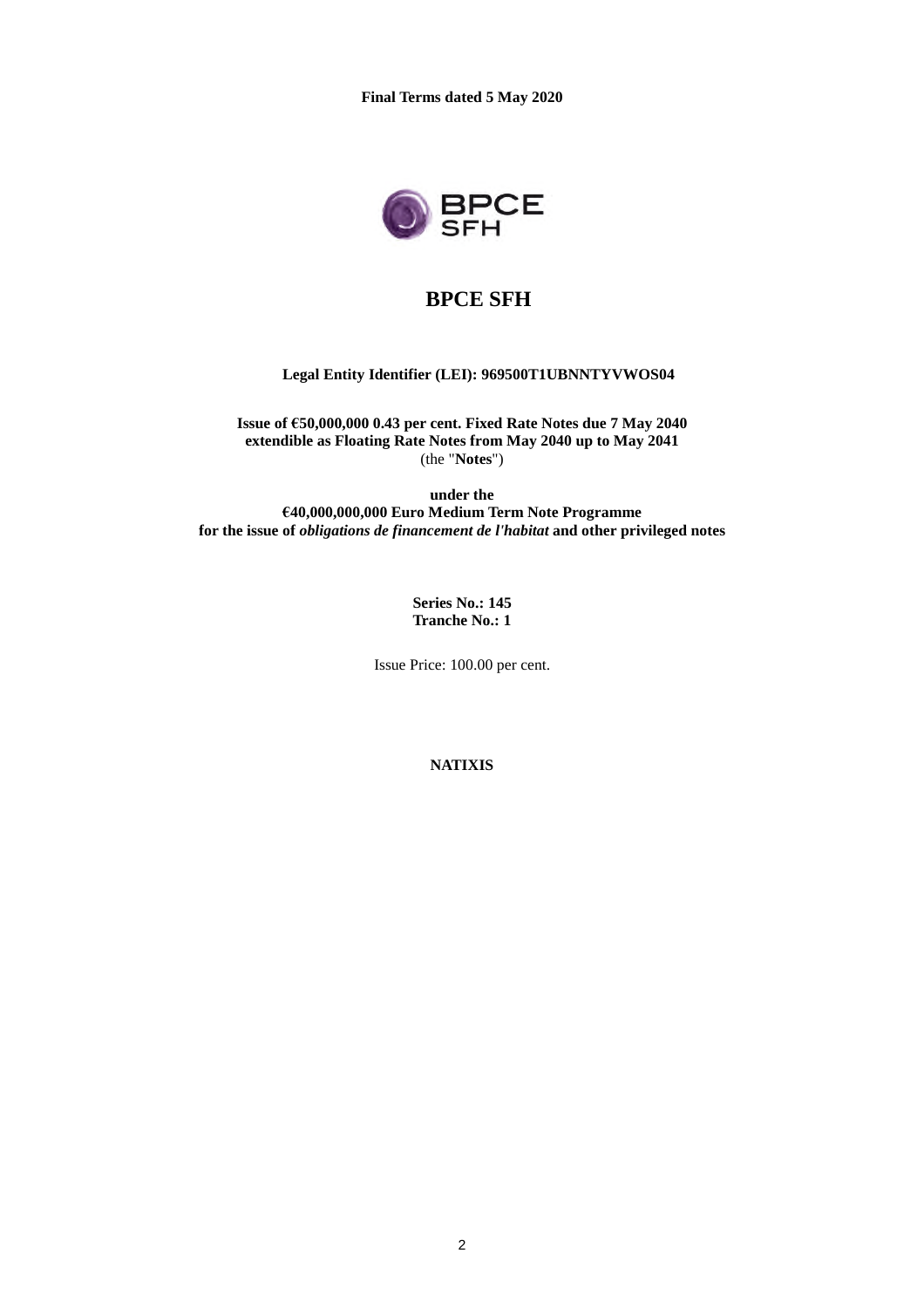**Final Terms dated 5 May 2020**

# BPCE SFH

**Legal Entity Identifier (LEI): 969500T1UBNNTYVWOS04**

**Issue of €50,000,000 0.43 per cent. Fixed Rate Notes due 7 May 2040**
**extendible as Floating Rate Notes from May 2040 up to May 2041**
(the "**Notes**")

**under the**
**€40,000,000,000 Euro Medium Term Note Programme**
**for the issue of *obligations de financement de l'habitat* and other privileged notes**

**Series No.: 145**
**Tranche No.: 1**

Issue Price: 100.00 per cent.

**NATIXIS**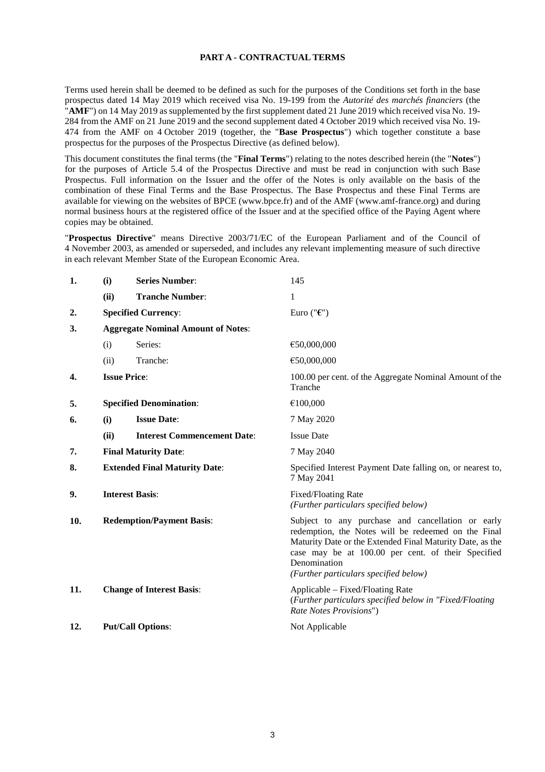**PART A - CONTRACTUAL TERMS**

Terms used herein shall be deemed to be defined as such for the purposes of the Conditions set forth in the base prospectus dated 14 May 2019 which received visa No. 19-199 from the *Autorité des marchés financiers* (the "**AMF**") on 14 May 2019 as supplemented by the first supplement dated 21 June 2019 which received visa No. 19-284 from the AMF on 21 June 2019 and the second supplement dated 4 October 2019 which received visa No. 19-474 from the AMF on 4 October 2019 (together, the "**Base Prospectus**") which together constitute a base prospectus for the purposes of the Prospectus Directive (as defined below).

This document constitutes the final terms (the "**Final Terms**") relating to the notes described herein (the "**Notes**") for the purposes of Article 5.4 of the Prospectus Directive and must be read in conjunction with such Base Prospectus. Full information on the Issuer and the offer of the Notes is only available on the basis of the combination of these Final Terms and the Base Prospectus. The Base Prospectus and these Final Terms are available for viewing on the websites of BPCE (www.bpce.fr) and of the AMF (www.amf-france.org) and during normal business hours at the registered office of the Issuer and at the specified office of the Paying Agent where copies may be obtained.

"**Prospectus Directive**" means Directive 2003/71/EC of the European Parliament and of the Council of 4 November 2003, as amended or superseded, and includes any relevant implementing measure of such directive in each relevant Member State of the European Economic Area.

| | | | |
|---|---|---|---|
| **1.** | **(i)** | **Series Number**: | 145 |
| | **(ii)** | **Tranche Number**: | 1 |
| **2.** | | **Specified Currency**: | Euro ("**€**") |
| **3.** | | **Aggregate Nominal Amount of Notes**: | |
| | (i) | Series: | €50,000,000 |
| | (ii) | Tranche: | €50,000,000 |
| **4.** | | **Issue Price**: | 100.00 per cent. of the Aggregate Nominal Amount of the Tranche |
| **5.** | | **Specified Denomination**: | €100,000 |
| **6.** | **(i)** | **Issue Date**: | 7 May 2020 |
| | **(ii)** | **Interest Commencement Date**: | Issue Date |
| **7.** | | **Final Maturity Date**: | 7 May 2040 |
| **8.** | | **Extended Final Maturity Date**: | Specified Interest Payment Date falling on, or nearest to, 7 May 2041 |
| **9.** | | **Interest Basis**: | Fixed/Floating Rate *(Further particulars specified below)* |
| **10.** | | **Redemption/Payment Basis**: | Subject to any purchase and cancellation or early redemption, the Notes will be redeemed on the Final Maturity Date or the Extended Final Maturity Date, as the case may be at 100.00 per cent. of their Specified Denomination *(Further particulars specified below)* |
| **11.** | | **Change of Interest Basis**: | Applicable – Fixed/Floating Rate (*Further particulars specified below in "Fixed/Floating Rate Notes Provisions*") |
| **12.** | | **Put/Call Options**: | Not Applicable |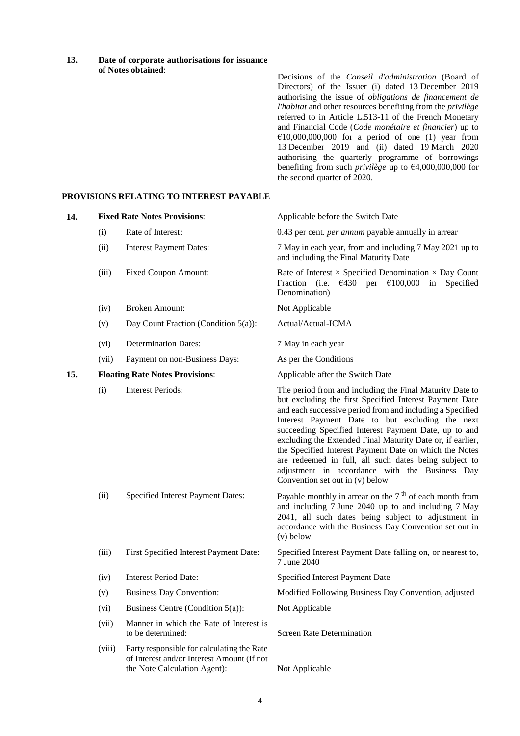**13. Date of corporate authorisations for issuance of Notes obtained**:

Decisions of the *Conseil d'administration* (Board of Directors) of the Issuer (i) dated 13 December 2019 authorising the issue of *obligations de financement de l'habitat* and other resources benefiting from the *privilège* referred to in Article L.513-11 of the French Monetary and Financial Code (*Code monétaire et financier*) up to €10,000,000,000 for a period of one (1) year from 13 December 2019 and (ii) dated 19 March 2020 authorising the quarterly programme of borrowings benefiting from such *privilège* up to €4,000,000,000 for the second quarter of 2020.

**PROVISIONS RELATING TO INTEREST PAYABLE**

| | | | |
|---|---|---|---|
| **14.** | **Fixed Rate Notes Provisions**: | | Applicable before the Switch Date |
| | (i) | Rate of Interest: | 0.43 per cent. *per annum* payable annually in arrear |
| | (ii) | Interest Payment Dates: | 7 May in each year, from and including 7 May 2021 up to and including the Final Maturity Date |
| | (iii) | Fixed Coupon Amount: | Rate of Interest × Specified Denomination × Day Count Fraction (i.e. €430 per €100,000 in Specified Denomination) |
| | (iv) | Broken Amount: | Not Applicable |
| | (v) | Day Count Fraction (Condition 5(a)): | Actual/Actual-ICMA |
| | (vi) | Determination Dates: | 7 May in each year |
| | (vii) | Payment on non-Business Days: | As per the Conditions |
| **15.** | **Floating Rate Notes Provisions**: | | Applicable after the Switch Date |
| | (i) | Interest Periods: | The period from and including the Final Maturity Date to but excluding the first Specified Interest Payment Date and each successive period from and including a Specified Interest Payment Date to but excluding the next succeeding Specified Interest Payment Date, up to and excluding the Extended Final Maturity Date or, if earlier, the Specified Interest Payment Date on which the Notes are redeemed in full, all such dates being subject to adjustment in accordance with the Business Day Convention set out in (v) below |
| | (ii) | Specified Interest Payment Dates: | Payable monthly in arrear on the 7th of each month from and including 7 June 2040 up to and including 7 May 2041, all such dates being subject to adjustment in accordance with the Business Day Convention set out in (v) below |
| | (iii) | First Specified Interest Payment Date: | Specified Interest Payment Date falling on, or nearest to, 7 June 2040 |
| | (iv) | Interest Period Date: | Specified Interest Payment Date |
| | (v) | Business Day Convention: | Modified Following Business Day Convention, adjusted |
| | (vi) | Business Centre (Condition 5(a)): | Not Applicable |
| | (vii) | Manner in which the Rate of Interest is to be determined: | Screen Rate Determination |
| | (viii) | Party responsible for calculating the Rate of Interest and/or Interest Amount (if not the Note Calculation Agent): | Not Applicable |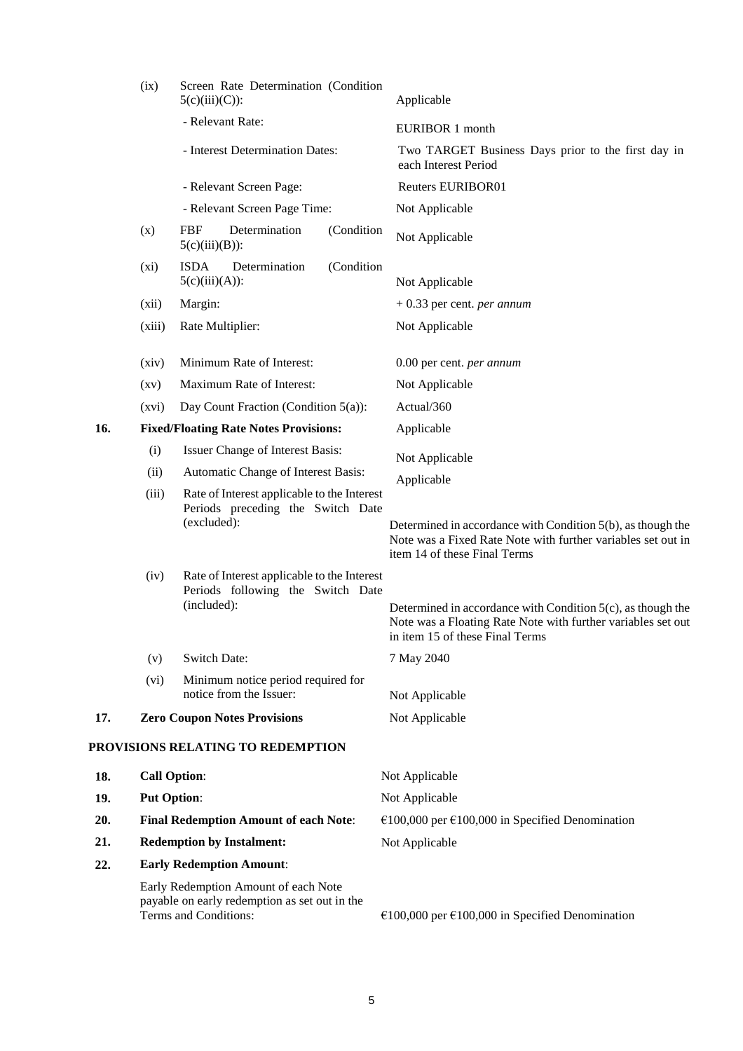| | | | |
|---|---|---|---|
| | (ix) | Screen Rate Determination (Condition 5(c)(iii)(C)): | Applicable |
| | | - Relevant Rate: | EURIBOR 1 month |
| | | - Interest Determination Dates: | Two TARGET Business Days prior to the first day in each Interest Period |
| | | - Relevant Screen Page: | Reuters EURIBOR01 |
| | | - Relevant Screen Page Time: | Not Applicable |
| | (x) | FBF Determination (Condition 5(c)(iii)(B)): | Not Applicable |
| | (xi) | ISDA Determination (Condition 5(c)(iii)(A)): | Not Applicable |
| | (xii) | Margin: | + 0.33 per cent. *per annum* |
| | (xiii) | Rate Multiplier: | Not Applicable |
| | (xiv) | Minimum Rate of Interest: | 0.00 per cent. *per annum* |
| | (xv) | Maximum Rate of Interest: | Not Applicable |
| | (xvi) | Day Count Fraction (Condition 5(a)): | Actual/360 |
| **16.** | **Fixed/Floating Rate Notes Provisions:** | | Applicable |
| | (i) | Issuer Change of Interest Basis: | Not Applicable |
| | (ii) | Automatic Change of Interest Basis: | Applicable |
| | (iii) | Rate of Interest applicable to the Interest Periods preceding the Switch Date (excluded): | Determined in accordance with Condition 5(b), as though the Note was a Fixed Rate Note with further variables set out in item 14 of these Final Terms |
| | (iv) | Rate of Interest applicable to the Interest Periods following the Switch Date (included): | Determined in accordance with Condition 5(c), as though the Note was a Floating Rate Note with further variables set out in item 15 of these Final Terms |
| | (v) | Switch Date: | 7 May 2040 |
| | (vi) | Minimum notice period required for notice from the Issuer: | Not Applicable |
| **17.** | **Zero Coupon Notes Provisions** | | Not Applicable |

## PROVISIONS RELATING TO REDEMPTION

| | | |
|---|---|---|
| **18.** | **Call Option**: | Not Applicable |
| **19.** | **Put Option**: | Not Applicable |
| **20.** | **Final Redemption Amount of each Note**: | €100,000 per €100,000 in Specified Denomination |
| **21.** | **Redemption by Instalment:** | Not Applicable |
| **22.** | **Early Redemption Amount**: | |
| | Early Redemption Amount of each Note payable on early redemption as set out in the Terms and Conditions: | €100,000 per €100,000 in Specified Denomination |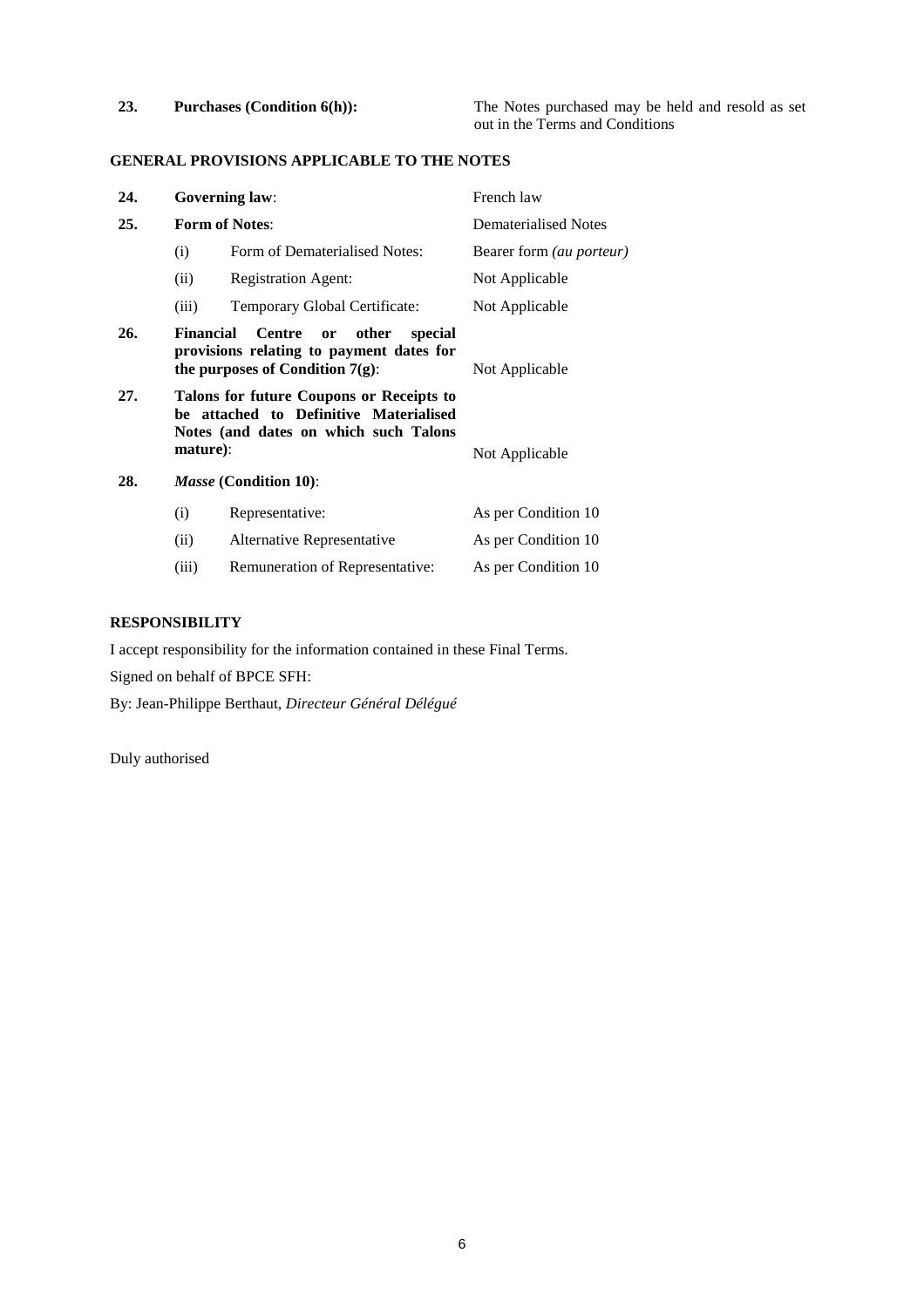| | | |
|---|---|---|
| **23.** | **Purchases (Condition 6(h)):** | The Notes purchased may be held and resold as set out in the Terms and Conditions |

**GENERAL PROVISIONS APPLICABLE TO THE NOTES**

| | | | |
|---|---|---|---|
| **24.** | **Governing law**: | | French law |
| **25.** | **Form of Notes**: | | Dematerialised Notes |
| | (i) | Form of Dematerialised Notes: | Bearer form *(au porteur)* |
| | (ii) | Registration Agent: | Not Applicable |
| | (iii) | Temporary Global Certificate: | Not Applicable |
| **26.** | **Financial Centre or other special provisions relating to payment dates for the purposes of Condition 7(g)**: | | Not Applicable |
| **27.** | **Talons for future Coupons or Receipts to be attached to Definitive Materialised Notes (and dates on which such Talons mature)**: | | Not Applicable |
| **28.** | ***Masse* (Condition 10)**: | | |
| | (i) | Representative: | As per Condition 10 |
| | (ii) | Alternative Representative | As per Condition 10 |
| | (iii) | Remuneration of Representative: | As per Condition 10 |

**RESPONSIBILITY**

I accept responsibility for the information contained in these Final Terms.

Signed on behalf of BPCE SFH:

By: Jean-Philippe Berthaut, *Directeur Général Délégué*

Duly authorised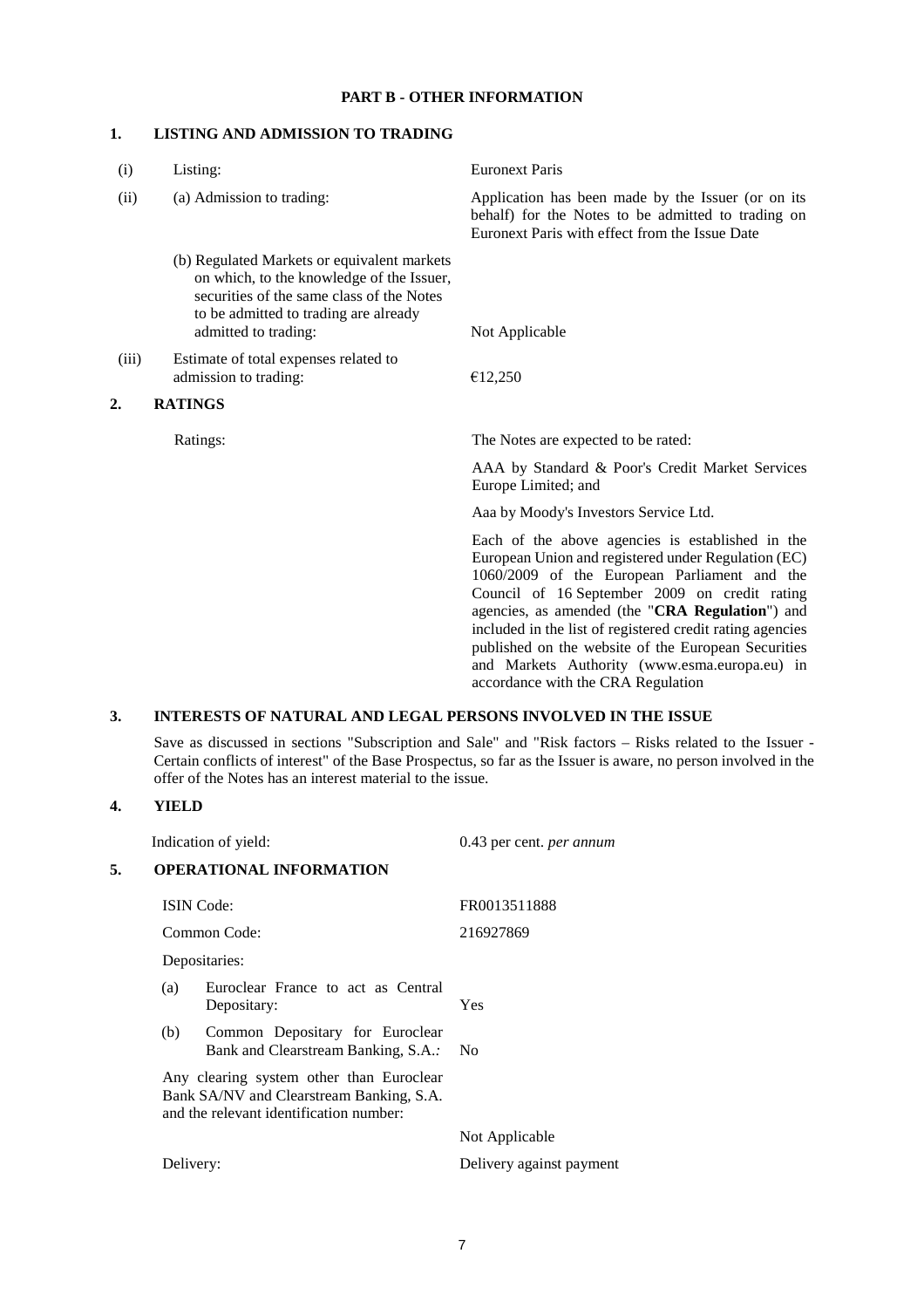## PART B - OTHER INFORMATION

### 1. LISTING AND ADMISSION TO TRADING

| | | |
|---|---|---|
| (i) | Listing: | Euronext Paris |
| (ii) | (a) Admission to trading: | Application has been made by the Issuer (or on its behalf) for the Notes to be admitted to trading on Euronext Paris with effect from the Issue Date |
| | (b) Regulated Markets or equivalent markets on which, to the knowledge of the Issuer, securities of the same class of the Notes to be admitted to trading are already admitted to trading: | Not Applicable |
| (iii) | Estimate of total expenses related to admission to trading: | €12,250 |

### 2. RATINGS

| | |
|---|---|
| Ratings: | The Notes are expected to be rated: |
| | AAA by Standard & Poor's Credit Market Services Europe Limited; and |
| | Aaa by Moody's Investors Service Ltd. |
| | Each of the above agencies is established in the European Union and registered under Regulation (EC) 1060/2009 of the European Parliament and the Council of 16 September 2009 on credit rating agencies, as amended (the "**CRA Regulation**") and included in the list of registered credit rating agencies published on the website of the European Securities and Markets Authority (www.esma.europa.eu) in accordance with the CRA Regulation |

### 3. INTERESTS OF NATURAL AND LEGAL PERSONS INVOLVED IN THE ISSUE

Save as discussed in sections "Subscription and Sale" and "Risk factors – Risks related to the Issuer - Certain conflicts of interest" of the Base Prospectus, so far as the Issuer is aware, no person involved in the offer of the Notes has an interest material to the issue.

### 4. YIELD

| | |
|---|---|
| Indication of yield: | 0.43 per cent. *per annum* |

### 5. OPERATIONAL INFORMATION

| | |
|---|---|
| ISIN Code: | FR0013511888 |
| Common Code: | 216927869 |
| Depositaries: | |
| (a) Euroclear France to act as Central Depositary: | Yes |
| (b) Common Depositary for Euroclear Bank and Clearstream Banking, S.A.: | No |
| Any clearing system other than Euroclear Bank SA/NV and Clearstream Banking, S.A. and the relevant identification number: | Not Applicable |
| Delivery: | Delivery against payment |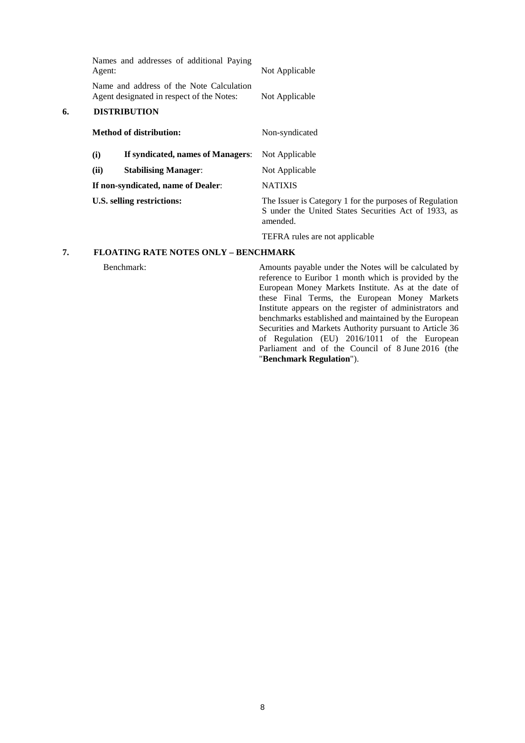| | |
|---|---|
| Names and addresses of additional Paying Agent: | Not Applicable |
| Name and address of the Note Calculation Agent designated in respect of the Notes: | Not Applicable |

## 6. DISTRIBUTION

| | |
|---|---|
| **Method of distribution:** | Non-syndicated |
| **(i) If syndicated, names of Managers**: | Not Applicable |
| **(ii) Stabilising Manager**: | Not Applicable |
| **If non-syndicated, name of Dealer**: | NATIXIS |
| **U.S. selling restrictions:** | The Issuer is Category 1 for the purposes of Regulation S under the United States Securities Act of 1933, as amended. |
| | TEFRA rules are not applicable |

## 7. FLOATING RATE NOTES ONLY – BENCHMARK

| | |
|---|---|
| Benchmark: | Amounts payable under the Notes will be calculated by reference to Euribor 1 month which is provided by the European Money Markets Institute. As at the date of these Final Terms, the European Money Markets Institute appears on the register of administrators and benchmarks established and maintained by the European Securities and Markets Authority pursuant to Article 36 of Regulation (EU) 2016/1011 of the European Parliament and of the Council of 8 June 2016 (the "**Benchmark Regulation**"). |